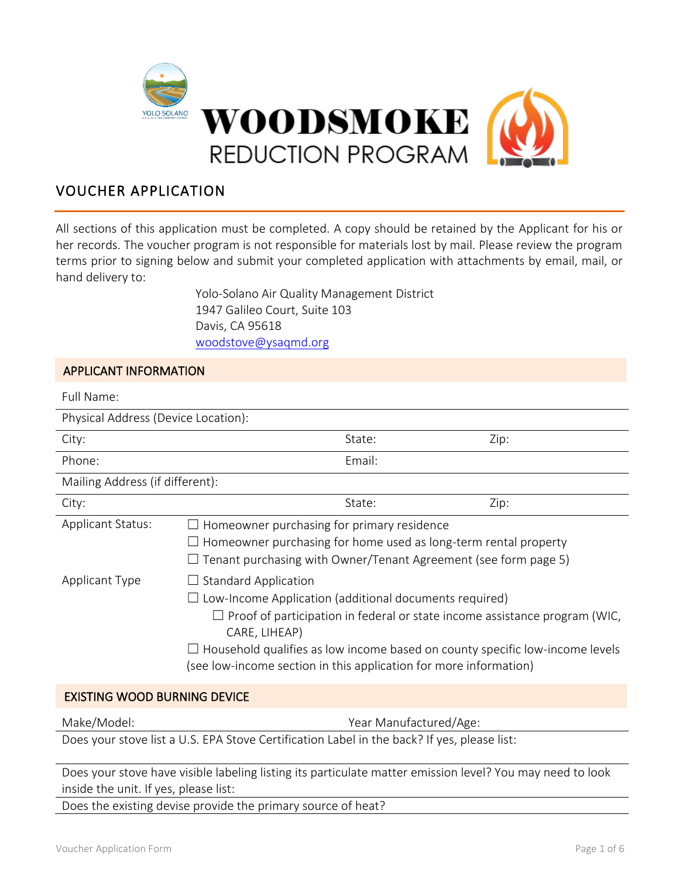# WOODSMOKE REDUCTION PROGRAM

## VOUCHER APPLICATION

All sections of this application must be completed. A copy should be retained by the Applicant for his or her records. The voucher program is not responsible for materials lost by mail. Please review the program terms prior to signing below and submit your completed application with attachments by email, mail, or hand delivery to:

Yolo-Solano Air Quality Management District
1947 Galileo Court, Suite 103
Davis, CA 95618
woodstove@ysaqmd.org

### APPLICANT INFORMATION

Full Name:

Physical Address (Device Location):

City: State: Zip:

Phone: Email:

Mailing Address (if different):

City: State: Zip:

Applicant Status:
- ☐ Homeowner purchasing for primary residence
- ☐ Homeowner purchasing for home used as long-term rental property
- ☐ Tenant purchasing with Owner/Tenant Agreement (see form page 5)

Applicant Type
- ☐ Standard Application
- ☐ Low-Income Application (additional documents required)
  - ☐ Proof of participation in federal or state income assistance program (WIC, CARE, LIHEAP)
- ☐ Household qualifies as low income based on county specific low-income levels (see low-income section in this application for more information)

### EXISTING WOOD BURNING DEVICE

Make/Model: Year Manufactured/Age:

Does your stove list a U.S. EPA Stove Certification Label in the back? If yes, please list:

Does your stove have visible labeling listing its particulate matter emission level? You may need to look inside the unit. If yes, please list:

Does the existing devise provide the primary source of heat?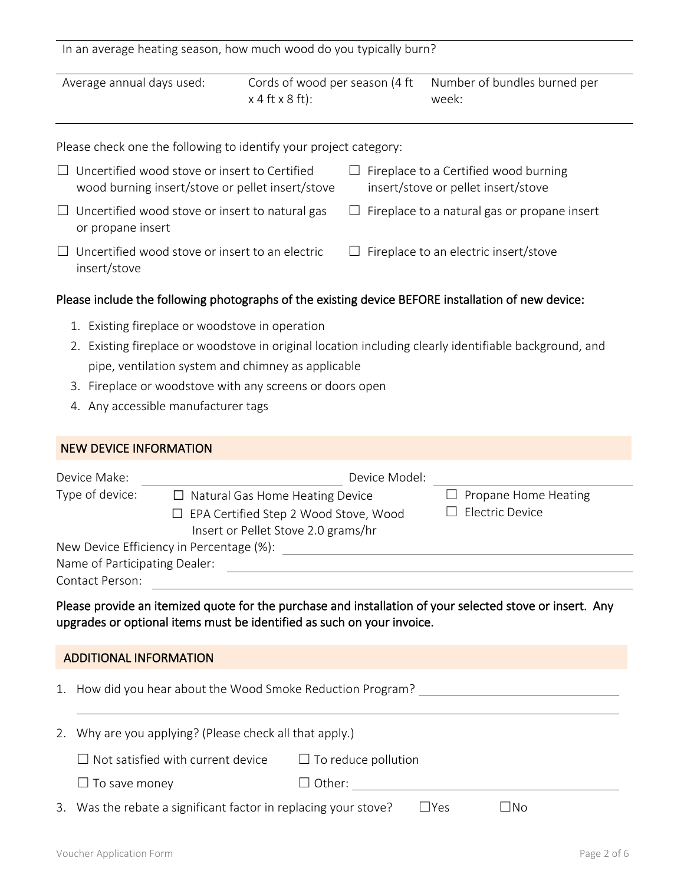In an average heating season, how much wood do you typically burn?

| Average annual days used: | Cords of wood per season (4 ft x 4 ft x 8 ft): | Number of bundles burned per week: |
| --- | --- | --- |

Please check one the following to identify your project category:

☐ Uncertified wood stove or insert to Certified wood burning insert/stove or pellet insert/stove

☐ Fireplace to a Certified wood burning insert/stove or pellet insert/stove

☐ Uncertified wood stove or insert to natural gas or propane insert

☐ Fireplace to a natural gas or propane insert

☐ Uncertified wood stove or insert to an electric insert/stove

☐ Fireplace to an electric insert/stove

**Please include the following photographs of the existing device BEFORE installation of new device:**

1. Existing fireplace or woodstove in operation
2. Existing fireplace or woodstove in original location including clearly identifiable background, and pipe, ventilation system and chimney as applicable
3. Fireplace or woodstove with any screens or doors open
4. Any accessible manufacturer tags

## NEW DEVICE INFORMATION

Device Make: ______________________ Device Model: ______________________

Type of device:
☐ Natural Gas Home Heating Device
☐ Propane Home Heating
☐ EPA Certified Step 2 Wood Stove, Wood Insert or Pellet Stove 2.0 grams/hr
☐ Electric Device

New Device Efficiency in Percentage (%): ______________________

Name of Participating Dealer: ______________________

Contact Person: ______________________

**Please provide an itemized quote for the purchase and installation of your selected stove or insert. Any upgrades or optional items must be identified as such on your invoice.**

## ADDITIONAL INFORMATION

1. How did you hear about the Wood Smoke Reduction Program? ______________________

2. Why are you applying? (Please check all that apply.)

   ☐ Not satisfied with current device ☐ To reduce pollution

   ☐ To save money ☐ Other: ______________________

3. Was the rebate a significant factor in replacing your stove? ☐Yes ☐No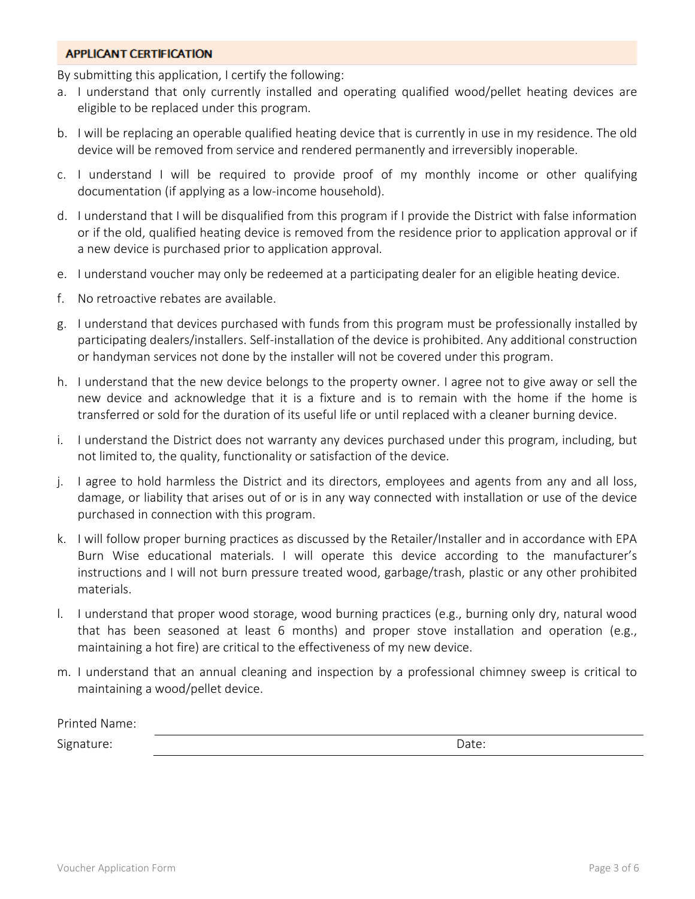## APPLICANT CERTIFICATION

By submitting this application, I certify the following:

a. I understand that only currently installed and operating qualified wood/pellet heating devices are eligible to be replaced under this program.

b. I will be replacing an operable qualified heating device that is currently in use in my residence. The old device will be removed from service and rendered permanently and irreversibly inoperable.

c. I understand I will be required to provide proof of my monthly income or other qualifying documentation (if applying as a low-income household).

d. I understand that I will be disqualified from this program if I provide the District with false information or if the old, qualified heating device is removed from the residence prior to application approval or if a new device is purchased prior to application approval.

e. I understand voucher may only be redeemed at a participating dealer for an eligible heating device.

f. No retroactive rebates are available.

g. I understand that devices purchased with funds from this program must be professionally installed by participating dealers/installers. Self-installation of the device is prohibited. Any additional construction or handyman services not done by the installer will not be covered under this program.

h. I understand that the new device belongs to the property owner. I agree not to give away or sell the new device and acknowledge that it is a fixture and is to remain with the home if the home is transferred or sold for the duration of its useful life or until replaced with a cleaner burning device.

i. I understand the District does not warranty any devices purchased under this program, including, but not limited to, the quality, functionality or satisfaction of the device.

j. I agree to hold harmless the District and its directors, employees and agents from any and all loss, damage, or liability that arises out of or is in any way connected with installation or use of the device purchased in connection with this program.

k. I will follow proper burning practices as discussed by the Retailer/Installer and in accordance with EPA Burn Wise educational materials. I will operate this device according to the manufacturer's instructions and I will not burn pressure treated wood, garbage/trash, plastic or any other prohibited materials.

l. I understand that proper wood storage, wood burning practices (e.g., burning only dry, natural wood that has been seasoned at least 6 months) and proper stove installation and operation (e.g., maintaining a hot fire) are critical to the effectiveness of my new device.

m. I understand that an annual cleaning and inspection by a professional chimney sweep is critical to maintaining a wood/pellet device.

Printed Name: ______________________________

Signature: ______________________________ Date: ______________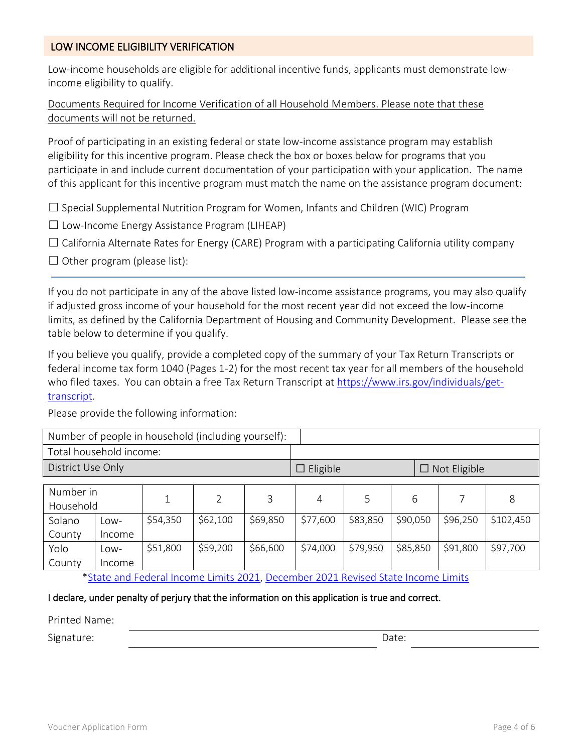## LOW INCOME ELIGIBILITY VERIFICATION

Low-income households are eligible for additional incentive funds, applicants must demonstrate low-income eligibility to qualify.

Documents Required for Income Verification of all Household Members. Please note that these documents will not be returned.

Proof of participating in an existing federal or state low-income assistance program may establish eligibility for this incentive program. Please check the box or boxes below for programs that you participate in and include current documentation of your participation with your application. The name of this applicant for this incentive program must match the name on the assistance program document:

☐ Special Supplemental Nutrition Program for Women, Infants and Children (WIC) Program

☐ Low-Income Energy Assistance Program (LIHEAP)

☐ California Alternate Rates for Energy (CARE) Program with a participating California utility company

☐ Other program (please list):

---

If you do not participate in any of the above listed low-income assistance programs, you may also qualify if adjusted gross income of your household for the most recent year did not exceed the low-income limits, as defined by the California Department of Housing and Community Development. Please see the table below to determine if you qualify.

If you believe you qualify, provide a completed copy of the summary of your Tax Return Transcripts or federal income tax form 1040 (Pages 1-2) for the most recent tax year for all members of the household who filed taxes. You can obtain a free Tax Return Transcript at https://www.irs.gov/individuals/get-transcript.

Please provide the following information:

| Number of people in household (including yourself): | | |
|---|---|---|
| Total household income: | | |
| District Use Only | ☐ Eligible | ☐ Not Eligible |

| Number in Household | | 1 | 2 | 3 | 4 | 5 | 6 | 7 | 8 |
|---|---|---|---|---|---|---|---|---|---|
| Solano County | Low-Income | $54,350 | $62,100 | $69,850 | $77,600 | $83,850 | $90,050 | $96,250 | $102,450 |
| Yolo County | Low-Income | $51,800 | $59,200 | $66,600 | $74,000 | $79,950 | $85,850 | $91,800 | $97,700 |

*State and Federal Income Limits 2021, December 2021 Revised State Income Limits

**I declare, under penalty of perjury that the information on this application is true and correct.**

Printed Name: ______________________________

Signature: ______________________________ Date: ______________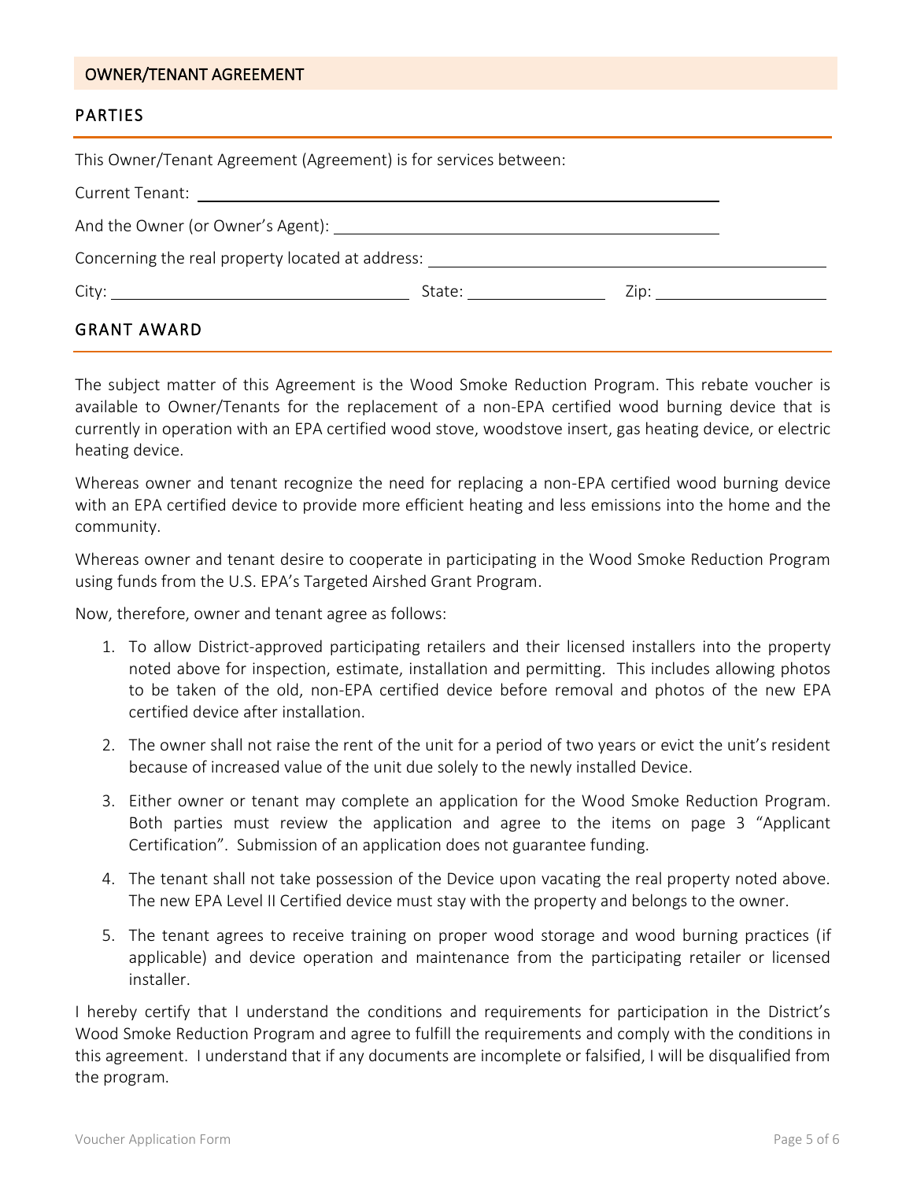## OWNER/TENANT AGREEMENT

### PARTIES

This Owner/Tenant Agreement (Agreement) is for services between:

Current Tenant: ______________________________________________

And the Owner (or Owner's Agent): ______________________________________

Concerning the real property located at address: ______________________________________

City: ______________________ State: ____________ Zip: ______________

### GRANT AWARD

The subject matter of this Agreement is the Wood Smoke Reduction Program. This rebate voucher is available to Owner/Tenants for the replacement of a non-EPA certified wood burning device that is currently in operation with an EPA certified wood stove, woodstove insert, gas heating device, or electric heating device.

Whereas owner and tenant recognize the need for replacing a non-EPA certified wood burning device with an EPA certified device to provide more efficient heating and less emissions into the home and the community.

Whereas owner and tenant desire to cooperate in participating in the Wood Smoke Reduction Program using funds from the U.S. EPA's Targeted Airshed Grant Program.

Now, therefore, owner and tenant agree as follows:

1. To allow District-approved participating retailers and their licensed installers into the property noted above for inspection, estimate, installation and permitting. This includes allowing photos to be taken of the old, non-EPA certified device before removal and photos of the new EPA certified device after installation.
2. The owner shall not raise the rent of the unit for a period of two years or evict the unit's resident because of increased value of the unit due solely to the newly installed Device.
3. Either owner or tenant may complete an application for the Wood Smoke Reduction Program. Both parties must review the application and agree to the items on page 3 "Applicant Certification". Submission of an application does not guarantee funding.
4. The tenant shall not take possession of the Device upon vacating the real property noted above. The new EPA Level II Certified device must stay with the property and belongs to the owner.
5. The tenant agrees to receive training on proper wood storage and wood burning practices (if applicable) and device operation and maintenance from the participating retailer or licensed installer.

I hereby certify that I understand the conditions and requirements for participation in the District's Wood Smoke Reduction Program and agree to fulfill the requirements and comply with the conditions in this agreement. I understand that if any documents are incomplete or falsified, I will be disqualified from the program.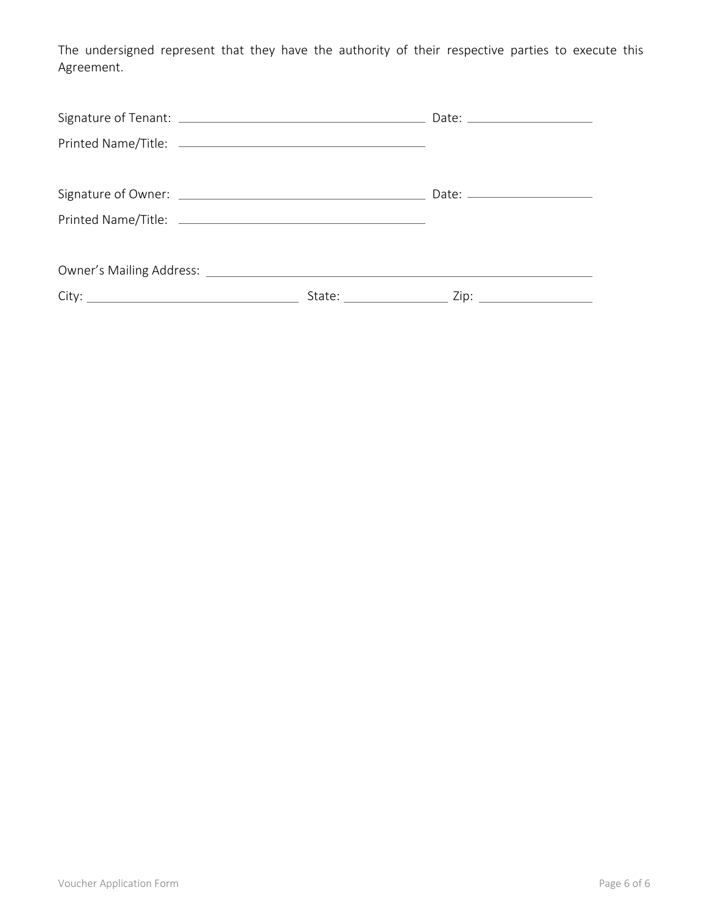The undersigned represent that they have the authority of their respective parties to execute this Agreement.

Signature of Tenant: ______________________________ Date: ________________

Printed Name/Title: ______________________________

Signature of Owner: ______________________________ Date: ________________

Printed Name/Title: ______________________________

Owner's Mailing Address: ______________________________________________

City: _________________________ State: ____________ Zip: ______________